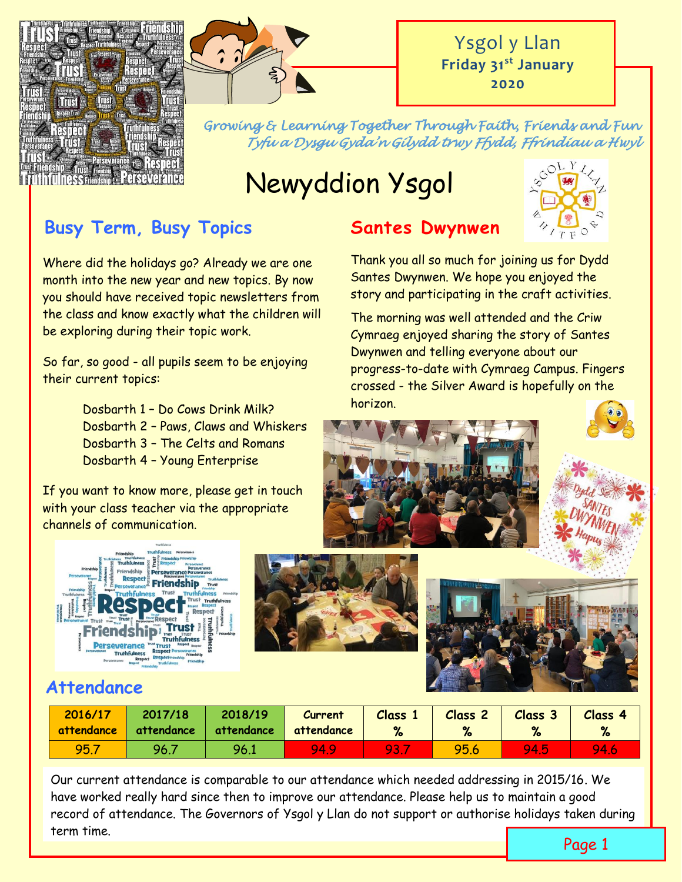Ysgol y Llan
**Friday 31st January 2020**

*Growing & Learning Together Through Faith, Friends and Fun*
*Tyfu a Dysgu Gyda'n Gilydd trwy Ffydd, Ffrindiau a Hwyl*

# Newyddion Ysgol

## Busy Term, Busy Topics

Where did the holidays go? Already we are one month into the new year and new topics. By now you should have received topic newsletters from the class and know exactly what the children will be exploring during their topic work.

So far, so good - all pupils seem to be enjoying their current topics:

- Dosbarth 1 – Do Cows Drink Milk?
- Dosbarth 2 – Paws, Claws and Whiskers
- Dosbarth 3 – The Celts and Romans
- Dosbarth 4 – Young Enterprise

If you want to know more, please get in touch with your class teacher via the appropriate channels of communication.

## Santes Dwynwen

Thank you all so much for joining us for Dydd Santes Dwynwen. We hope you enjoyed the story and participating in the craft activities.

The morning was well attended and the Criw Cymraeg enjoyed sharing the story of Santes Dwynwen and telling everyone about our progress-to-date with Cymraeg Campus. Fingers crossed - the Silver Award is hopefully on the horizon.

Dydd Santes Dwynwen Hapus

## Attendance

| 2016/17 attendance | 2017/18 attendance | 2018/19 attendance | Current attendance | Class 1 % | Class 2 % | Class 3 % | Class 4 % |
|---|---|---|---|---|---|---|---|
| 95.7 | 96.7 | 96.1 | 94.9 | 93.7 | 95.6 | 94.5 | 94.6 |

Our current attendance is comparable to our attendance which needed addressing in 2015/16. We have worked really hard since then to improve our attendance. Please help us to maintain a good record of attendance. The Governors of Ysgol y Llan do not support or authorise holidays taken during term time.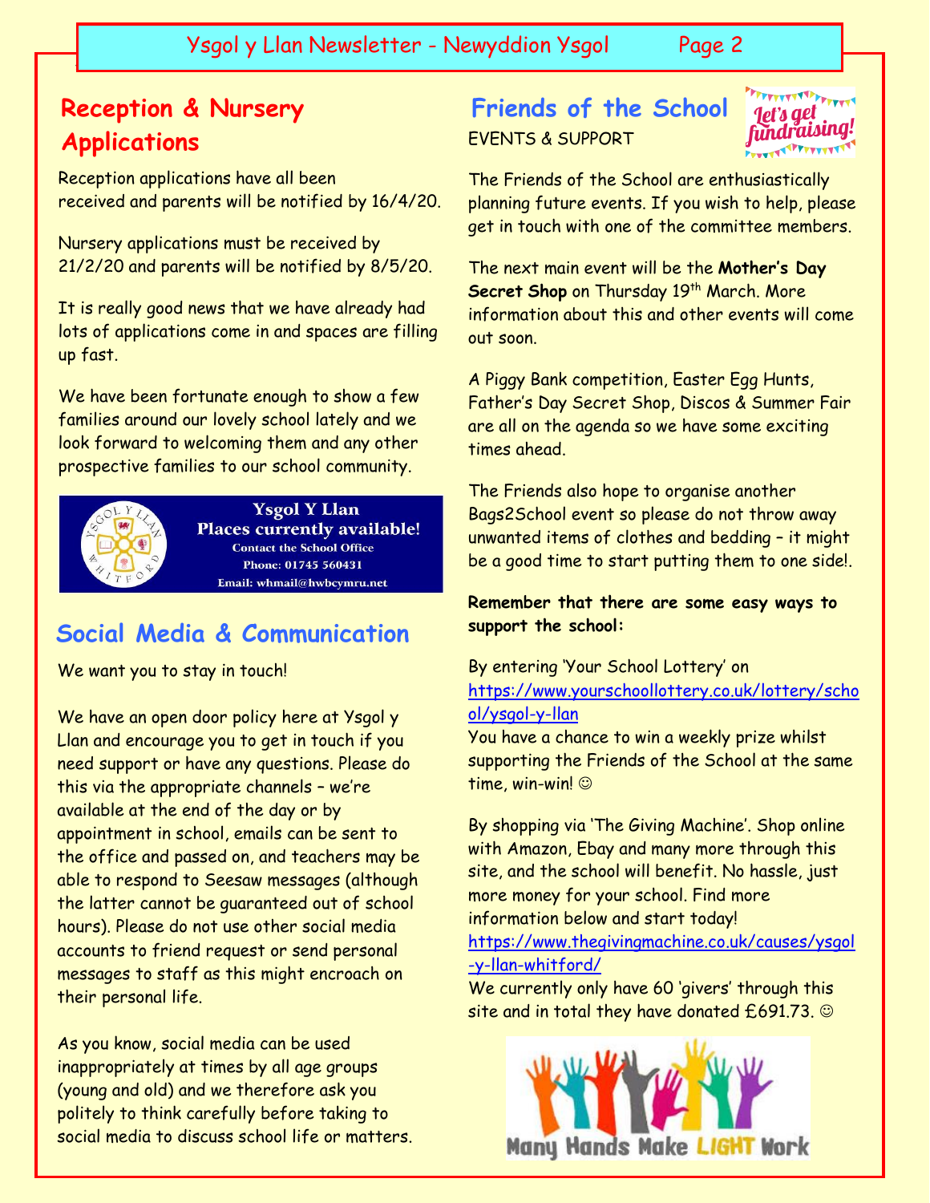## Reception & Nursery Applications

Reception applications have all been received and parents will be notified by 16/4/20.

Nursery applications must be received by 21/2/20 and parents will be notified by 8/5/20.

It is really good news that we have already had lots of applications come in and spaces are filling up fast.

We have been fortunate enough to show a few families around our lovely school lately and we look forward to welcoming them and any other prospective families to our school community.

**Ysgol Y Llan**
**Places currently available!**
Contact the School Office
Phone: 01745 560431
Email: whmail@hwbcymru.net

## Social Media & Communication

We want you to stay in touch!

We have an open door policy here at Ysgol y Llan and encourage you to get in touch if you need support or have any questions. Please do this via the appropriate channels – we're available at the end of the day or by appointment in school, emails can be sent to the office and passed on, and teachers may be able to respond to Seesaw messages (although the latter cannot be guaranteed out of school hours). Please do not use other social media accounts to friend request or send personal messages to staff as this might encroach on their personal life.

As you know, social media can be used inappropriately at times by all age groups (young and old) and we therefore ask you politely to think carefully before taking to social media to discuss school life or matters.

## Friends of the School

EVENTS & SUPPORT

The Friends of the School are enthusiastically planning future events. If you wish to help, please get in touch with one of the committee members.

The next main event will be the **Mother's Day Secret Shop** on Thursday 19th March. More information about this and other events will come out soon.

A Piggy Bank competition, Easter Egg Hunts, Father's Day Secret Shop, Discos & Summer Fair are all on the agenda so we have some exciting times ahead.

The Friends also hope to organise another Bags2School event so please do not throw away unwanted items of clothes and bedding – it might be a good time to start putting them to one side!.

**Remember that there are some easy ways to support the school:**

By entering 'Your School Lottery' on https://www.yourschoollottery.co.uk/lottery/school/ysgol-y-llan
You have a chance to win a weekly prize whilst supporting the Friends of the School at the same time, win-win! ☺

By shopping via 'The Giving Machine'. Shop online with Amazon, Ebay and many more through this site, and the school will benefit. No hassle, just more money for your school. Find more information below and start today!
https://www.thegivingmachine.co.uk/causes/ysgol-y-llan-whitford/
We currently only have 60 'givers' through this site and in total they have donated £691.73. ☺

Many Hands Make LIGHT Work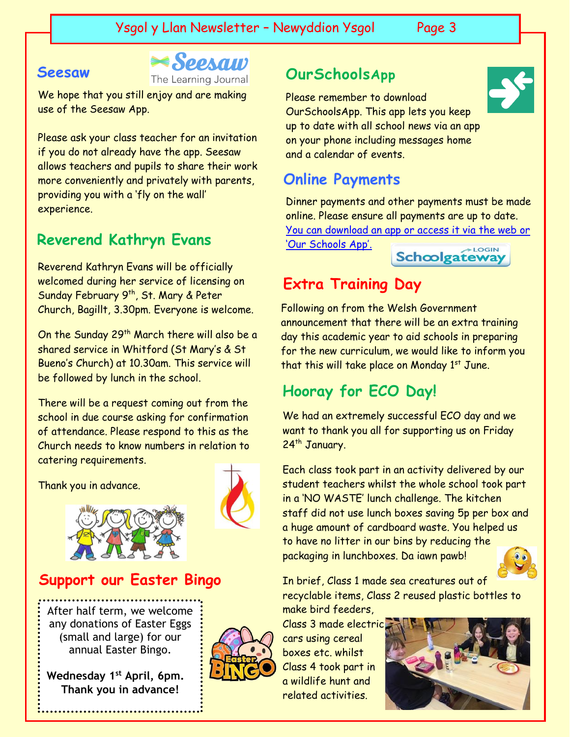## Seesaw

We hope that you still enjoy and are making use of the Seesaw App.

Please ask your class teacher for an invitation if you do not already have the app. Seesaw allows teachers and pupils to share their work more conveniently and privately with parents, providing you with a 'fly on the wall' experience.

## Reverend Kathryn Evans

Reverend Kathryn Evans will be officially welcomed during her service of licensing on Sunday February 9th, St. Mary & Peter Church, Bagillt, 3.30pm. Everyone is welcome.

On the Sunday 29th March there will also be a shared service in Whitford (St Mary's & St Bueno's Church) at 10.30am. This service will be followed by lunch in the school.

There will be a request coming out from the school in due course asking for confirmation of attendance. Please respond to this as the Church needs to know numbers in relation to catering requirements.

Thank you in advance.

## Support our Easter Bingo

After half term, we welcome any donations of Easter Eggs (small and large) for our annual Easter Bingo.

**Wednesday 1st April, 6pm.**
**Thank you in advance!**

## OurSchoolsApp

Please remember to download OurSchoolsApp. This app lets you keep up to date with all school news via an app on your phone including messages home and a calendar of events.

## Online Payments

Dinner payments and other payments must be made online. Please ensure all payments are up to date. You can download an app or access it via the web or 'Our Schools App'.

## Extra Training Day

Following on from the Welsh Government announcement that there will be an extra training day this academic year to aid schools in preparing for the new curriculum, we would like to inform you that this will take place on Monday 1st June.

## Hooray for ECO Day!

We had an extremely successful ECO day and we want to thank you all for supporting us on Friday 24th January.

Each class took part in an activity delivered by our student teachers whilst the whole school took part in a 'NO WASTE' lunch challenge. The kitchen staff did not use lunch boxes saving 5p per box and a huge amount of cardboard waste. You helped us to have no litter in our bins by reducing the packaging in lunchboxes. Da iawn pawb!

In brief, Class 1 made sea creatures out of recyclable items, Class 2 reused plastic bottles to make bird feeders, Class 3 made electric cars using cereal boxes etc. whilst Class 4 took part in a wildlife hunt and related activities.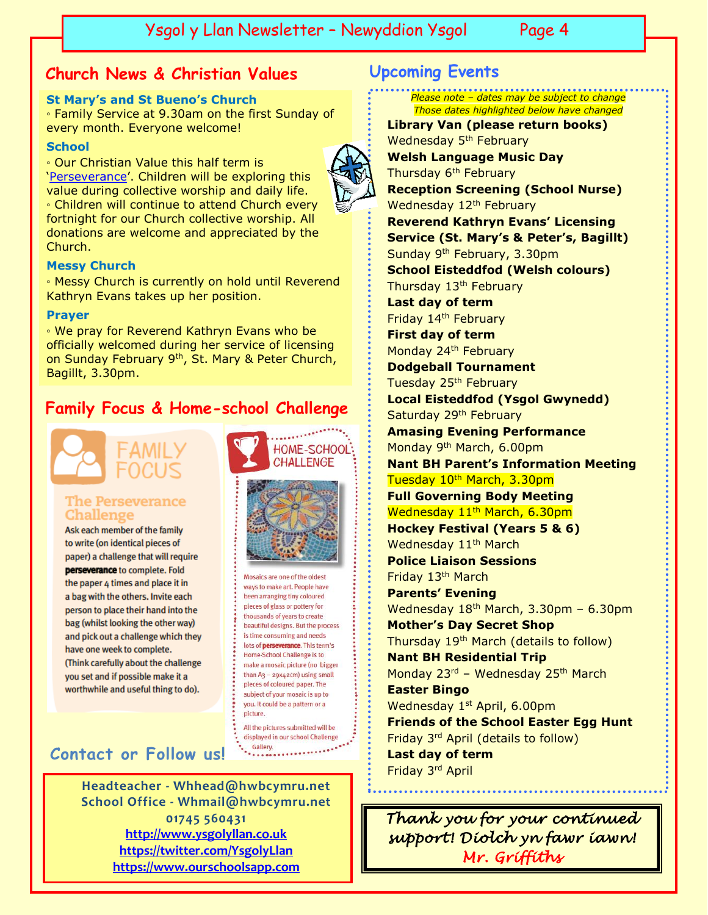# Ysgol y Llan Newsletter – Newyddion Ysgol

## Church News & Christian Values

### St Mary's and St Bueno's Church

◦ Family Service at 9.30am on the first Sunday of every month. Everyone welcome!

### School

◦ Our Christian Value this half term is 'Perseverance'. Children will be exploring this value during collective worship and daily life.

◦ Children will continue to attend Church every fortnight for our Church collective worship. All donations are welcome and appreciated by the Church.

### Messy Church

◦ Messy Church is currently on hold until Reverend Kathryn Evans takes up her position.

### Prayer

◦ We pray for Reverend Kathryn Evans who be officially welcomed during her service of licensing on Sunday February 9th, St. Mary & Peter Church, Bagillt, 3.30pm.

## Family Focus & Home-school Challenge

### FAMILY FOCUS

**The Perseverance Challenge**

Ask each member of the family to write (on identical pieces of paper) a challenge that will require **perseverance** to complete. Fold the paper 4 times and place it in a bag with the others. Invite each person to place their hand into the bag (whilst looking the other way) and pick out a challenge which they have one week to complete. (Think carefully about the challenge you set and if possible make it a worthwhile and useful thing to do).

### HOME-SCHOOL CHALLENGE

Mosaics are one of the oldest ways to make art. People have been arranging tiny coloured pieces of glass or pottery for thousands of years to create beautiful designs. But the process is time consuming and needs lots of **perseverance**. This term's Home-School Challenge is to make a mosaic picture (no bigger than A3 – 29x42cm) using small pieces of coloured paper. The subject of your mosaic is up to you. It could be a pattern or a picture.

All the pictures submitted will be displayed in our school Challenge Gallery.

## Contact or Follow us!

**Headteacher - Whhead@hwbcymru.net**
**School Office - Whmail@hwbcymru.net**
**01745 560431**
http://www.ysgolyllan.co.uk
https://twitter.com/YsgolyLlan
https://www.ourschoolsapp.com

## Upcoming Events

*Please note – dates may be subject to change*
*Those dates highlighted below have changed*

**Library Van (please return books)**
Wednesday 5th February

**Welsh Language Music Day**
Thursday 6th February

**Reception Screening (School Nurse)**
Wednesday 12th February

**Reverend Kathryn Evans' Licensing Service (St. Mary's & Peter's, Bagillt)**
Sunday 9th February, 3.30pm

**School Eisteddfod (Welsh colours)**
Thursday 13th February

**Last day of term**
Friday 14th February

**First day of term**
Monday 24th February

**Dodgeball Tournament**
Tuesday 25th February

**Local Eisteddfod (Ysgol Gwynedd)**
Saturday 29th February

**Amasing Evening Performance**
Monday 9th March, 6.00pm

**Nant BH Parent's Information Meeting**
Tuesday 10th March, 3.30pm

**Full Governing Body Meeting**
Wednesday 11th March, 6.30pm

**Hockey Festival (Years 5 & 6)**
Wednesday 11th March

**Police Liaison Sessions**
Friday 13th March

**Parents' Evening**
Wednesday 18th March, 3.30pm – 6.30pm

**Mother's Day Secret Shop**
Thursday 19th March (details to follow)

**Nant BH Residential Trip**
Monday 23rd – Wednesday 25th March

**Easter Bingo**
Wednesday 1st April, 6.00pm

**Friends of the School Easter Egg Hunt**
Friday 3rd April (details to follow)

**Last day of term**
Friday 3rd April

*Thank you for your continued support! Diolch yn fawr iawn!*
*Mr. Griffiths*